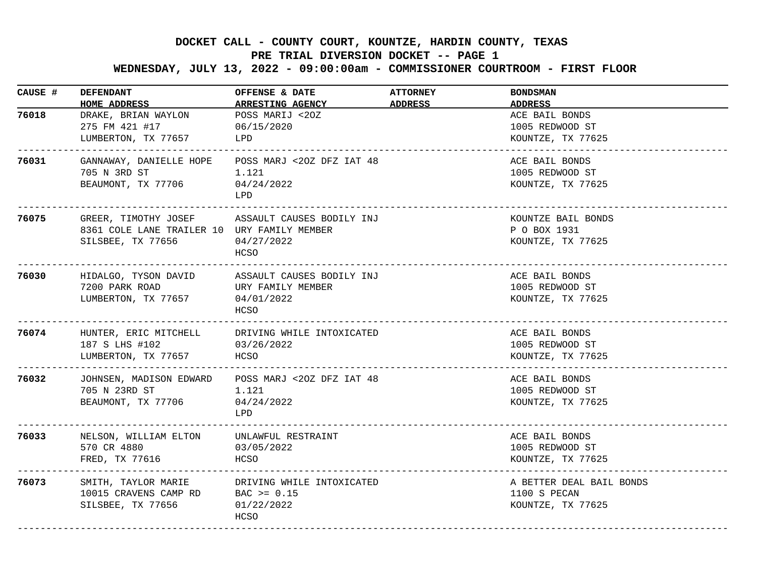# DOCKET CALL - COUNTY COURT, KOUNTZE, HARDIN COUNTY, TEXAS

## PRE TRIAL DIVERSION DOCKET -- PAGE 1

## WEDNESDAY, JULY 13, 2022 - 09:00:00am - COMMISSIONER COURTROOM - FIRST FLOOR

| CAUSE # | DEFENDANT<br>HOME ADDRESS | OFFENSE & DATE<br>ARRESTING AGENCY | ATTORNEY<br>ADDRESS | BONDSMAN<br>ADDRESS |
|---|---|---|---|---|
| **76018** | DRAKE, BRIAN WAYLON<br>275 FM 421 #17<br>LUMBERTON, TX 77657 | POSS MARIJ <2OZ<br>06/15/2020<br>LPD | | ACE BAIL BONDS<br>1005 REDWOOD ST<br>KOUNTZE, TX 77625 |
| **76031** | GANNAWAY, DANIELLE HOPE<br>705 N 3RD ST<br>BEAUMONT, TX 77706 | POSS MARJ <2OZ DFZ IAT 48<br>1.121<br>04/24/2022<br>LPD | | ACE BAIL BONDS<br>1005 REDWOOD ST<br>KOUNTZE, TX 77625 |
| **76075** | GREER, TIMOTHY JOSEF<br>8361 COLE LANE TRAILER 10<br>SILSBEE, TX 77656 | ASSAULT CAUSES BODILY INJ<br>URY FAMILY MEMBER<br>04/27/2022<br>HCSO | | KOUNTZE BAIL BONDS<br>P O BOX 1931<br>KOUNTZE, TX 77625 |
| **76030** | HIDALGO, TYSON DAVID<br>7200 PARK ROAD<br>LUMBERTON, TX 77657 | ASSAULT CAUSES BODILY INJ<br>URY FAMILY MEMBER<br>04/01/2022<br>HCSO | | ACE BAIL BONDS<br>1005 REDWOOD ST<br>KOUNTZE, TX 77625 |
| **76074** | HUNTER, ERIC MITCHELL<br>187 S LHS #102<br>LUMBERTON, TX 77657 | DRIVING WHILE INTOXICATED<br>03/26/2022<br>HCSO | | ACE BAIL BONDS<br>1005 REDWOOD ST<br>KOUNTZE, TX 77625 |
| **76032** | JOHNSEN, MADISON EDWARD<br>705 N 23RD ST<br>BEAUMONT, TX 77706 | POSS MARJ <2OZ DFZ IAT 48<br>1.121<br>04/24/2022<br>LPD | | ACE BAIL BONDS<br>1005 REDWOOD ST<br>KOUNTZE, TX 77625 |
| **76033** | NELSON, WILLIAM ELTON<br>570 CR 4880<br>FRED, TX 77616 | UNLAWFUL RESTRAINT<br>03/05/2022<br>HCSO | | ACE BAIL BONDS<br>1005 REDWOOD ST<br>KOUNTZE, TX 77625 |
| **76073** | SMITH, TAYLOR MARIE<br>10015 CRAVENS CAMP RD<br>SILSBEE, TX 77656 | DRIVING WHILE INTOXICATED<br>BAC >= 0.15<br>01/22/2022<br>HCSO | | A BETTER DEAL BAIL BONDS<br>1100 S PECAN<br>KOUNTZE, TX 77625 |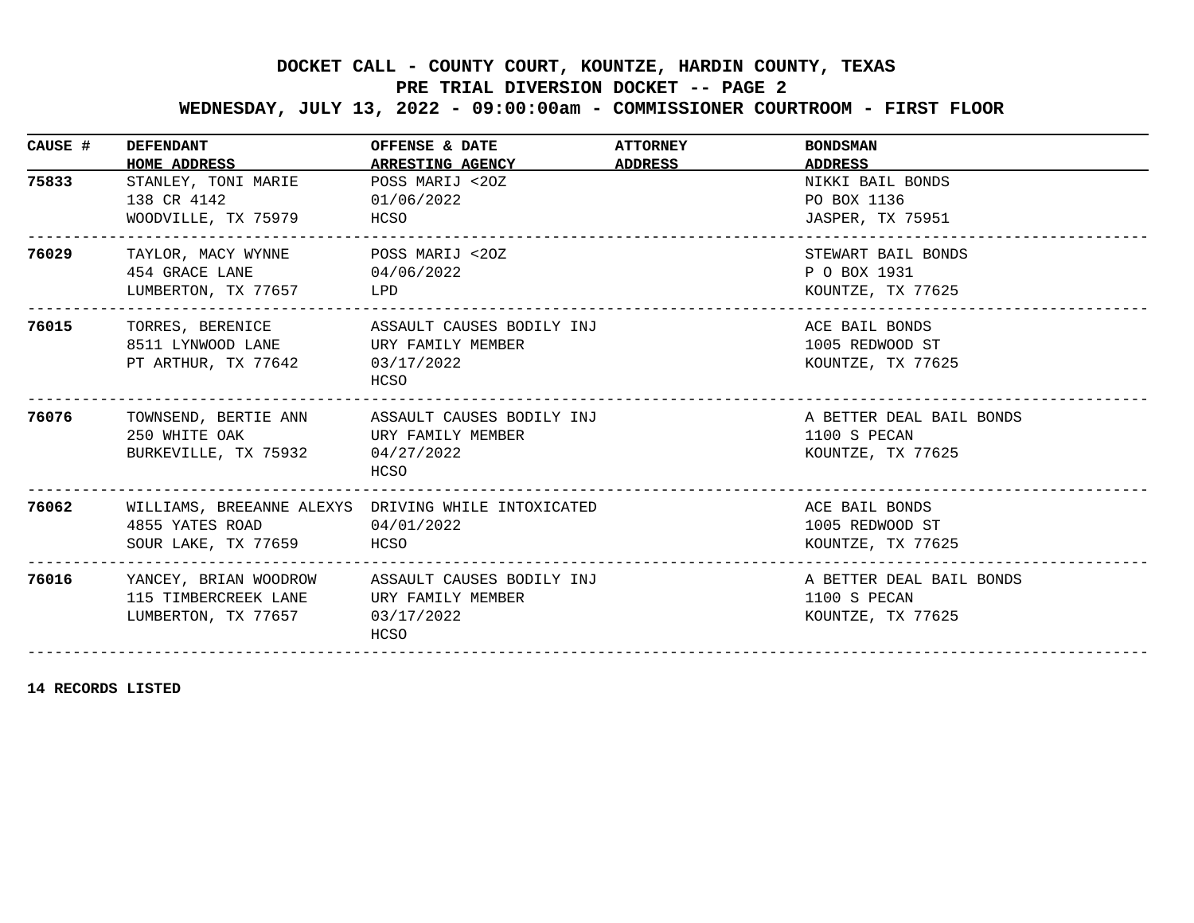# DOCKET CALL - COUNTY COURT, KOUNTZE, HARDIN COUNTY, TEXAS

## PRE TRIAL DIVERSION DOCKET -- PAGE 2

### WEDNESDAY, JULY 13, 2022 - 09:00:00am - COMMISSIONER COURTROOM - FIRST FLOOR

| CAUSE # | DEFENDANT<br>HOME ADDRESS | OFFENSE & DATE<br>ARRESTING AGENCY | ATTORNEY<br>ADDRESS | BONDSMAN<br>ADDRESS |
|---|---|---|---|---|
| **75833** | STANLEY, TONI MARIE<br>138 CR 4142<br>WOODVILLE, TX 75979 | POSS MARIJ <2OZ<br>01/06/2022<br>HCSO | | NIKKI BAIL BONDS<br>PO BOX 1136<br>JASPER, TX 75951 |
| **76029** | TAYLOR, MACY WYNNE<br>454 GRACE LANE<br>LUMBERTON, TX 77657 | POSS MARIJ <2OZ<br>04/06/2022<br>LPD | | STEWART BAIL BONDS<br>P O BOX 1931<br>KOUNTZE, TX 77625 |
| **76015** | TORRES, BERENICE<br>8511 LYNWOOD LANE<br>PT ARTHUR, TX 77642 | ASSAULT CAUSES BODILY INJ<br>URY FAMILY MEMBER<br>03/17/2022<br>HCSO | | ACE BAIL BONDS<br>1005 REDWOOD ST<br>KOUNTZE, TX 77625 |
| **76076** | TOWNSEND, BERTIE ANN<br>250 WHITE OAK<br>BURKEVILLE, TX 75932 | ASSAULT CAUSES BODILY INJ<br>URY FAMILY MEMBER<br>04/27/2022<br>HCSO | | A BETTER DEAL BAIL BONDS<br>1100 S PECAN<br>KOUNTZE, TX 77625 |
| **76062** | WILLIAMS, BREEANNE ALEXYS<br>4855 YATES ROAD<br>SOUR LAKE, TX 77659 | DRIVING WHILE INTOXICATED<br>04/01/2022<br>HCSO | | ACE BAIL BONDS<br>1005 REDWOOD ST<br>KOUNTZE, TX 77625 |
| **76016** | YANCEY, BRIAN WOODROW<br>115 TIMBERCREEK LANE<br>LUMBERTON, TX 77657 | ASSAULT CAUSES BODILY INJ<br>URY FAMILY MEMBER<br>03/17/2022<br>HCSO | | A BETTER DEAL BAIL BONDS<br>1100 S PECAN<br>KOUNTZE, TX 77625 |

**14 RECORDS LISTED**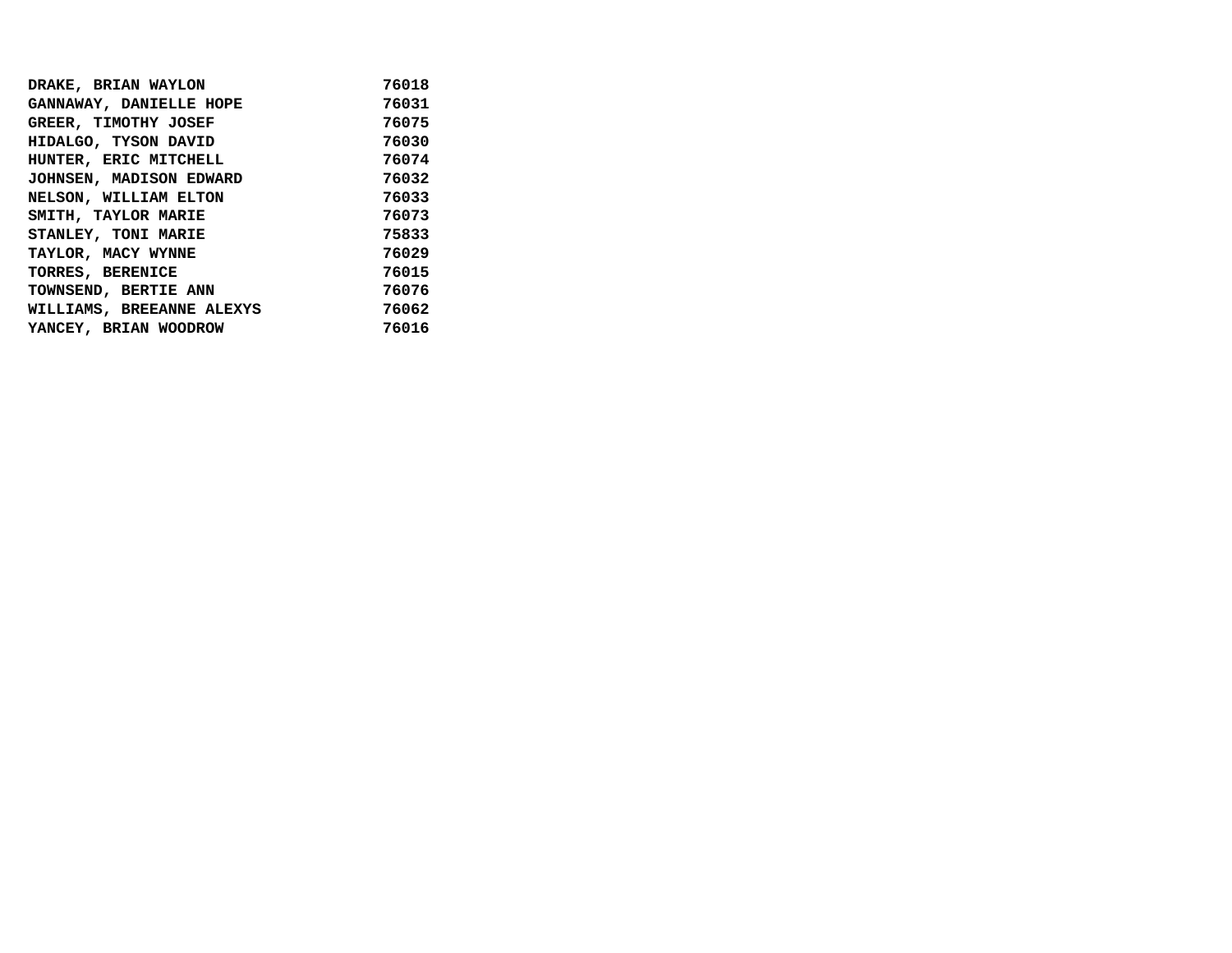| | |
|---|---|
| DRAKE, BRIAN WAYLON | 76018 |
| GANNAWAY, DANIELLE HOPE | 76031 |
| GREER, TIMOTHY JOSEF | 76075 |
| HIDALGO, TYSON DAVID | 76030 |
| HUNTER, ERIC MITCHELL | 76074 |
| JOHNSEN, MADISON EDWARD | 76032 |
| NELSON, WILLIAM ELTON | 76033 |
| SMITH, TAYLOR MARIE | 76073 |
| STANLEY, TONI MARIE | 75833 |
| TAYLOR, MACY WYNNE | 76029 |
| TORRES, BERENICE | 76015 |
| TOWNSEND, BERTIE ANN | 76076 |
| WILLIAMS, BREEANNE ALEXYS | 76062 |
| YANCEY, BRIAN WOODROW | 76016 |